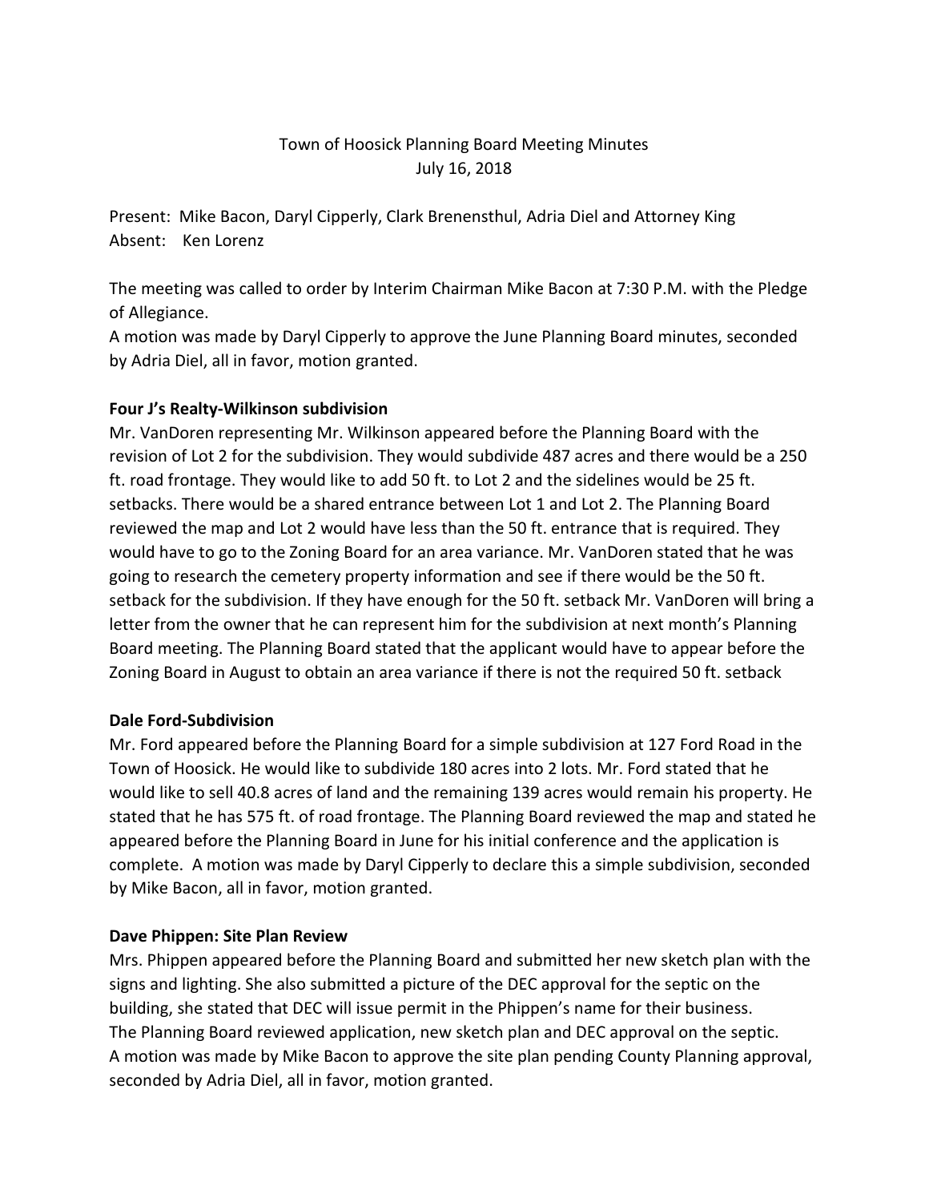# Town of Hoosick Planning Board Meeting Minutes

July 16, 2018

Present: Mike Bacon, Daryl Cipperly, Clark Brenensthul, Adria Diel and Attorney King
Absent: Ken Lorenz

The meeting was called to order by Interim Chairman Mike Bacon at 7:30 P.M. with the Pledge of Allegiance.
A motion was made by Daryl Cipperly to approve the June Planning Board minutes, seconded by Adria Diel, all in favor, motion granted.

**Four J's Realty-Wilkinson subdivision**

Mr. VanDoren representing Mr. Wilkinson appeared before the Planning Board with the revision of Lot 2 for the subdivision. They would subdivide 487 acres and there would be a 250 ft. road frontage. They would like to add 50 ft. to Lot 2 and the sidelines would be 25 ft. setbacks. There would be a shared entrance between Lot 1 and Lot 2. The Planning Board reviewed the map and Lot 2 would have less than the 50 ft. entrance that is required. They would have to go to the Zoning Board for an area variance. Mr. VanDoren stated that he was going to research the cemetery property information and see if there would be the 50 ft. setback for the subdivision. If they have enough for the 50 ft. setback Mr. VanDoren will bring a letter from the owner that he can represent him for the subdivision at next month's Planning Board meeting. The Planning Board stated that the applicant would have to appear before the Zoning Board in August to obtain an area variance if there is not the required 50 ft. setback

**Dale Ford-Subdivision**

Mr. Ford appeared before the Planning Board for a simple subdivision at 127 Ford Road in the Town of Hoosick. He would like to subdivide 180 acres into 2 lots. Mr. Ford stated that he would like to sell 40.8 acres of land and the remaining 139 acres would remain his property. He stated that he has 575 ft. of road frontage. The Planning Board reviewed the map and stated he appeared before the Planning Board in June for his initial conference and the application is complete. A motion was made by Daryl Cipperly to declare this a simple subdivision, seconded by Mike Bacon, all in favor, motion granted.

**Dave Phippen: Site Plan Review**

Mrs. Phippen appeared before the Planning Board and submitted her new sketch plan with the signs and lighting. She also submitted a picture of the DEC approval for the septic on the building, she stated that DEC will issue permit in the Phippen's name for their business.
The Planning Board reviewed application, new sketch plan and DEC approval on the septic.
A motion was made by Mike Bacon to approve the site plan pending County Planning approval, seconded by Adria Diel, all in favor, motion granted.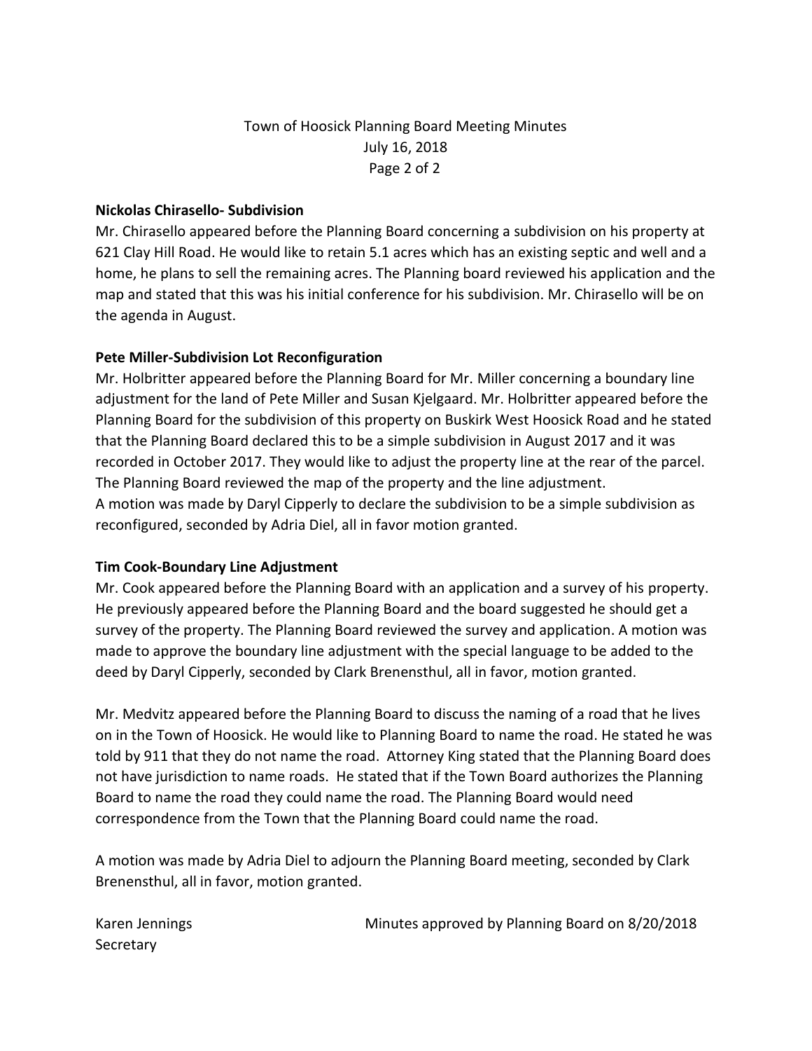**Nickolas Chirasello- Subdivision**

Mr. Chirasello appeared before the Planning Board concerning a subdivision on his property at 621 Clay Hill Road. He would like to retain 5.1 acres which has an existing septic and well and a home, he plans to sell the remaining acres. The Planning board reviewed his application and the map and stated that this was his initial conference for his subdivision. Mr. Chirasello will be on the agenda in August.

**Pete Miller-Subdivision Lot Reconfiguration**

Mr. Holbritter appeared before the Planning Board for Mr. Miller concerning a boundary line adjustment for the land of Pete Miller and Susan Kjelgaard. Mr. Holbritter appeared before the Planning Board for the subdivision of this property on Buskirk West Hoosick Road and he stated that the Planning Board declared this to be a simple subdivision in August 2017 and it was recorded in October 2017. They would like to adjust the property line at the rear of the parcel. The Planning Board reviewed the map of the property and the line adjustment.

A motion was made by Daryl Cipperly to declare the subdivision to be a simple subdivision as reconfigured, seconded by Adria Diel, all in favor motion granted.

**Tim Cook-Boundary Line Adjustment**

Mr. Cook appeared before the Planning Board with an application and a survey of his property. He previously appeared before the Planning Board and the board suggested he should get a survey of the property. The Planning Board reviewed the survey and application. A motion was made to approve the boundary line adjustment with the special language to be added to the deed by Daryl Cipperly, seconded by Clark Brenensthul, all in favor, motion granted.

Mr. Medvitz appeared before the Planning Board to discuss the naming of a road that he lives on in the Town of Hoosick. He would like to Planning Board to name the road. He stated he was told by 911 that they do not name the road. Attorney King stated that the Planning Board does not have jurisdiction to name roads. He stated that if the Town Board authorizes the Planning Board to name the road they could name the road. The Planning Board would need correspondence from the Town that the Planning Board could name the road.

A motion was made by Adria Diel to adjourn the Planning Board meeting, seconded by Clark Brenensthul, all in favor, motion granted.

Karen Jennings
Secretary

Minutes approved by Planning Board on 8/20/2018